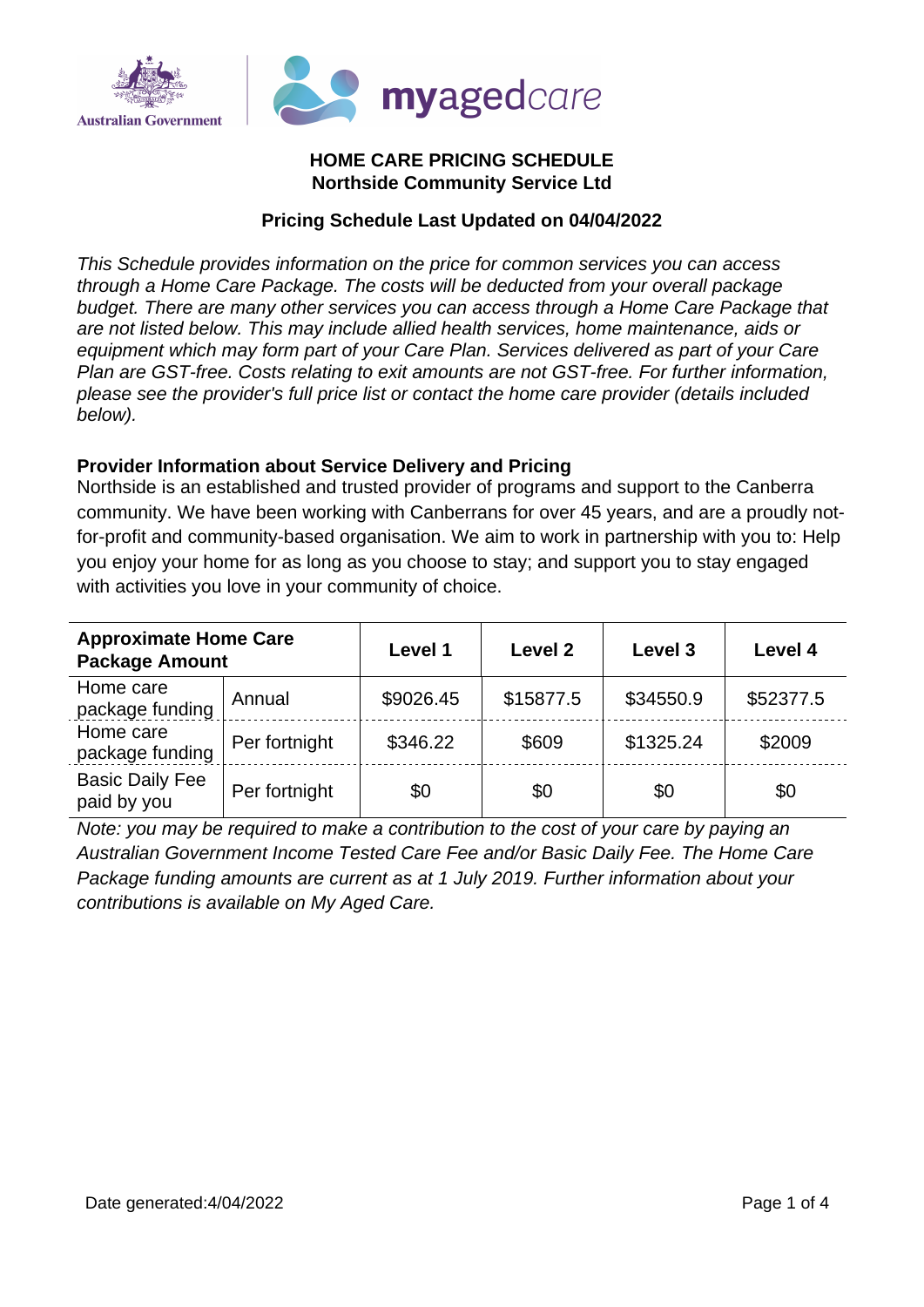## HOME CARE PRICING SCHEDULE
## Northside Community Service Ltd

### Pricing Schedule Last Updated on 04/04/2022

*This Schedule provides information on the price for common services you can access through a Home Care Package. The costs will be deducted from your overall package budget. There are many other services you can access through a Home Care Package that are not listed below. This may include allied health services, home maintenance, aids or equipment which may form part of your Care Plan. Services delivered as part of your Care Plan are GST-free. Costs relating to exit amounts are not GST-free. For further information, please see the provider's full price list or contact the home care provider (details included below).*

**Provider Information about Service Delivery and Pricing**

Northside is an established and trusted provider of programs and support to the Canberra community. We have been working with Canberrans for over 45 years, and are a proudly not-for-profit and community-based organisation. We aim to work in partnership with you to: Help you enjoy your home for as long as you choose to stay; and support you to stay engaged with activities you love in your community of choice.

| Approximate Home Care Package Amount | | Level 1 | Level 2 | Level 3 | Level 4 |
|---|---|---|---|---|---|
| Home care package funding | Annual | $9026.45 | $15877.5 | $34550.9 | $52377.5 |
| Home care package funding | Per fortnight | $346.22 | $609 | $1325.24 | $2009 |
| Basic Daily Fee paid by you | Per fortnight | $0 | $0 | $0 | $0 |

*Note: you may be required to make a contribution to the cost of your care by paying an Australian Government Income Tested Care Fee and/or Basic Daily Fee. The Home Care Package funding amounts are current as at 1 July 2019. Further information about your contributions is available on My Aged Care.*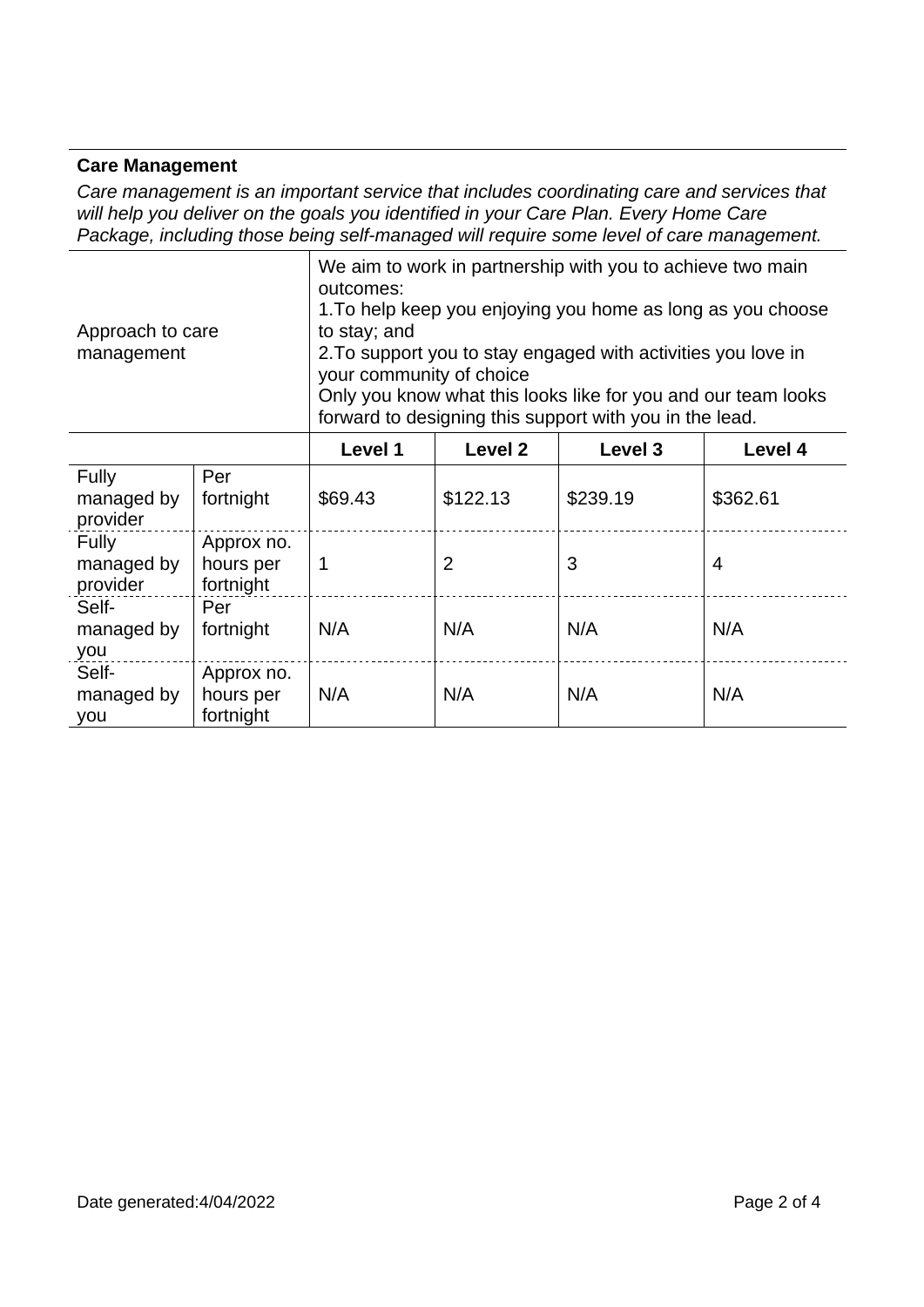**Care Management**

*Care management is an important service that includes coordinating care and services that will help you deliver on the goals you identified in your Care Plan. Every Home Care Package, including those being self-managed will require some level of care management.*

| Approach to care management | | We aim to work in partnership with you to achieve two main outcomes:<br>1.To help keep you enjoying you home as long as you choose to stay; and<br>2.To support you to stay engaged with activities you love in your community of choice<br>Only you know what this looks like for you and our team looks forward to designing this support with you in the lead. | | | |
|---|---|---|---|---|---|
| | | **Level 1** | **Level 2** | **Level 3** | **Level 4** |
| Fully managed by provider | Per fortnight | $69.43 | $122.13 | $239.19 | $362.61 |
| Fully managed by provider | Approx no. hours per fortnight | 1 | 2 | 3 | 4 |
| Self-managed by you | Per fortnight | N/A | N/A | N/A | N/A |
| Self-managed by you | Approx no. hours per fortnight | N/A | N/A | N/A | N/A |

Date generated:4/04/2022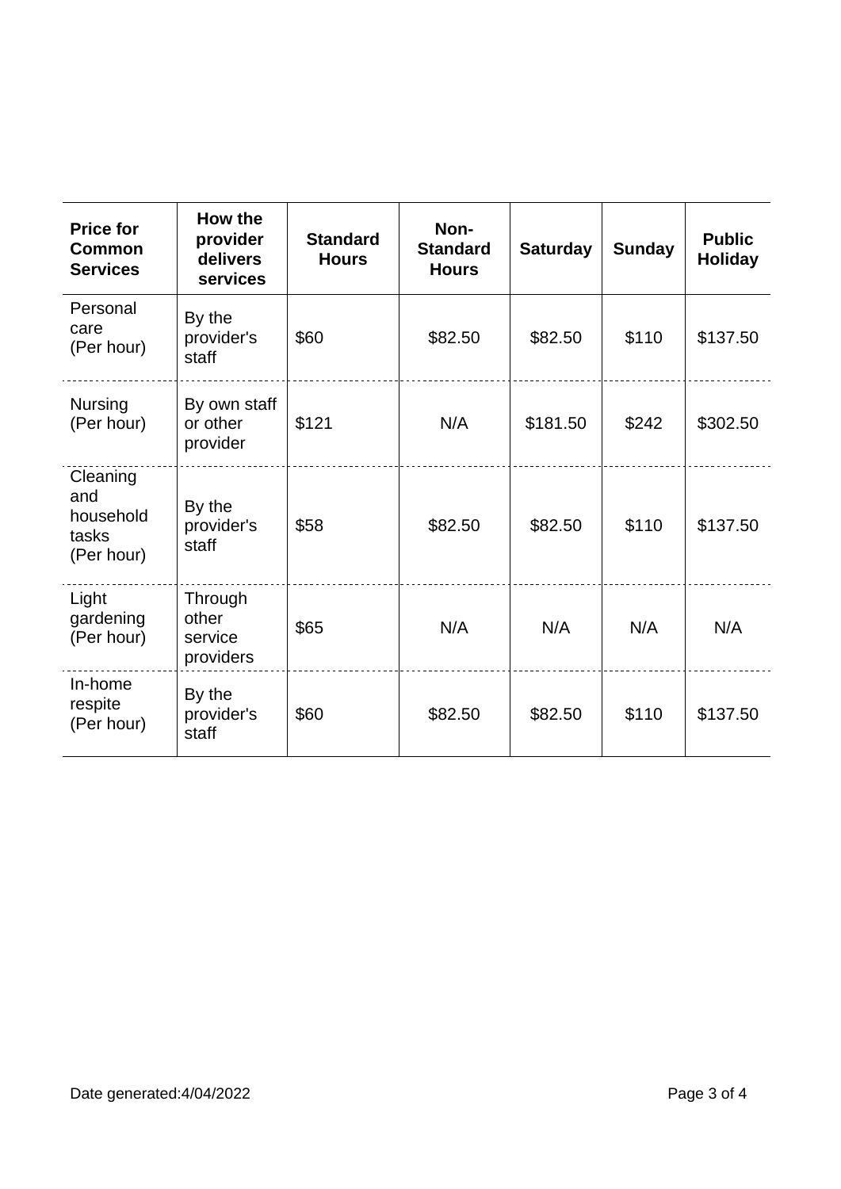| Price for Common Services | How the provider delivers services | Standard Hours | Non-Standard Hours | Saturday | Sunday | Public Holiday |
|---|---|---|---|---|---|---|
| Personal care (Per hour) | By the provider's staff | $60 | $82.50 | $82.50 | $110 | $137.50 |
| Nursing (Per hour) | By own staff or other provider | $121 | N/A | $181.50 | $242 | $302.50 |
| Cleaning and household tasks (Per hour) | By the provider's staff | $58 | $82.50 | $82.50 | $110 | $137.50 |
| Light gardening (Per hour) | Through other service providers | $65 | N/A | N/A | N/A | N/A |
| In-home respite (Per hour) | By the provider's staff | $60 | $82.50 | $82.50 | $110 | $137.50 |

Date generated:4/04/2022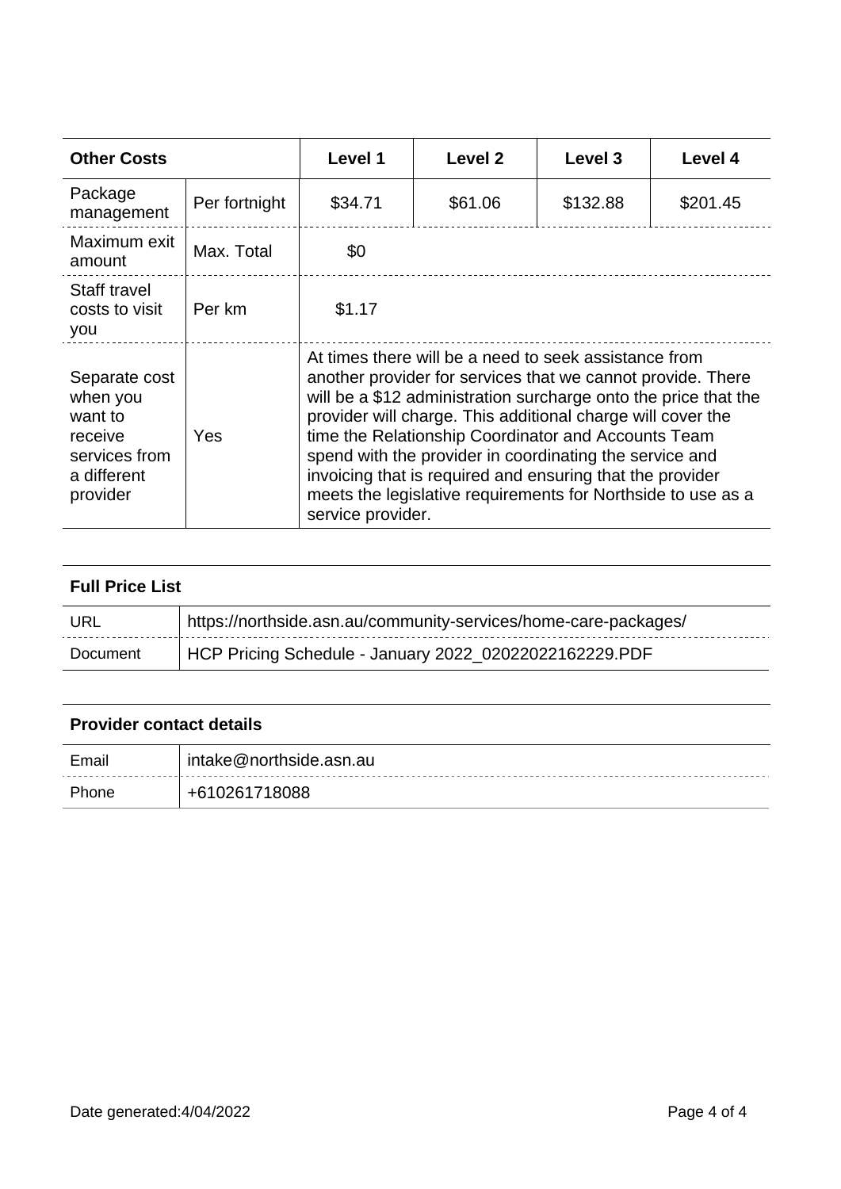| Other Costs | | Level 1 | Level 2 | Level 3 | Level 4 |
|---|---|---|---|---|---|
| Package management | Per fortnight | $34.71 | $61.06 | $132.88 | $201.45 |
| Maximum exit amount | Max. Total | $0 | | | |
| Staff travel costs to visit you | Per km | $1.17 | | | |
| Separate cost when you want to receive services from a different provider | Yes | At times there will be a need to seek assistance from another provider for services that we cannot provide. There will be a $12 administration surcharge onto the price that the provider will charge. This additional charge will cover the time the Relationship Coordinator and Accounts Team spend with the provider in coordinating the service and invoicing that is required and ensuring that the provider meets the legislative requirements for Northside to use as a service provider. | | | |

| Full Price List | |
|---|---|
| URL | https://northside.asn.au/community-services/home-care-packages/ |
| Document | HCP Pricing Schedule - January 2022_02022022162229.PDF |

| Provider contact details | |
|---|---|
| Email | intake@northside.asn.au |
| Phone | +610261718088 |

Date generated:4/04/2022